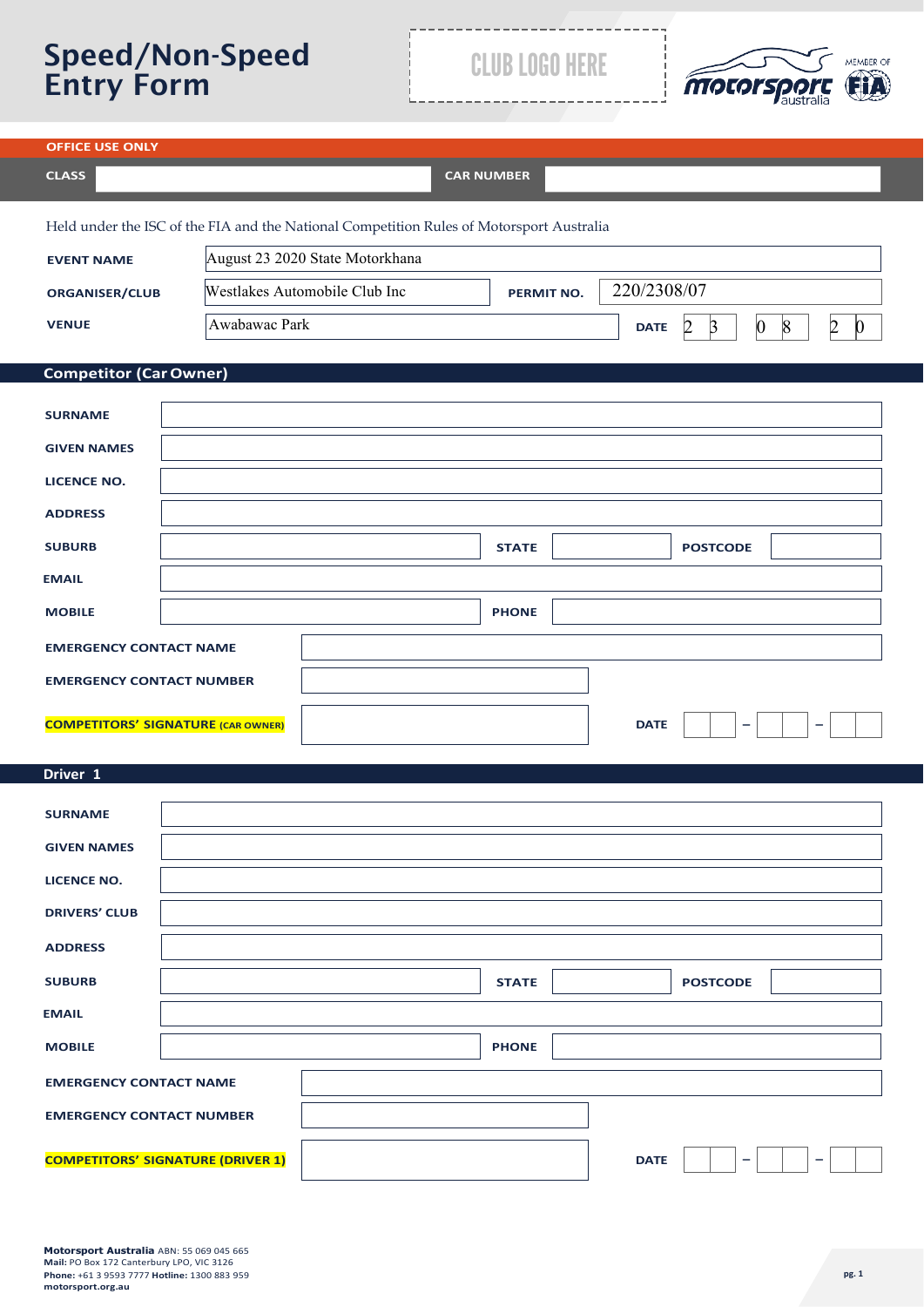# Speed/Non-Speed Entry Form

CLUB LOGO HERE

**OFFICE USE ONLY**

| CLASS | | CAR NUMBER | |
|---|---|---|---|

Held under the ISC of the FIA and the National Competition Rules of Motorsport Australia

| | | | |
|---|---|---|---|
| **EVENT NAME** | August 23 2020 State Motorkhana | | |
| **ORGANISER/CLUB** | Westlakes Automobile Club Inc | **PERMIT NO.** | 220/2308/07 |
| **VENUE** | Awabawac Park | **DATE** | 23 08 20 |

## Competitor (Car Owner)

| | | | | | |
|---|---|---|---|---|---|
| **SURNAME** | | | | | |
| **GIVEN NAMES** | | | | | |
| **LICENCE NO.** | | | | | |
| **ADDRESS** | | | | | |
| **SUBURB** | | **STATE** | | **POSTCODE** | |
| **EMAIL** | | | | | |
| **MOBILE** | | **PHONE** | | | |
| **EMERGENCY CONTACT NAME** | | | | | |
| **EMERGENCY CONTACT NUMBER** | | | | | |
| **COMPETITORS' SIGNATURE (CAR OWNER)** | | **DATE** | - - | | |

## Driver 1

| | | | | | |
|---|---|---|---|---|---|
| **SURNAME** | | | | | |
| **GIVEN NAMES** | | | | | |
| **LICENCE NO.** | | | | | |
| **DRIVERS' CLUB** | | | | | |
| **ADDRESS** | | | | | |
| **SUBURB** | | **STATE** | | **POSTCODE** | |
| **EMAIL** | | | | | |
| **MOBILE** | | **PHONE** | | | |
| **EMERGENCY CONTACT NAME** | | | | | |
| **EMERGENCY CONTACT NUMBER** | | | | | |
| **COMPETITORS' SIGNATURE (DRIVER 1)** | | **DATE** | - - | | |

**Motorsport Australia** ABN: 55 069 045 665
**Mail:** PO Box 172 Canterbury LPO, VIC 3126
**Phone:** +61 3 9593 7777 **Hotline:** 1300 883 959
**motorsport.org.au**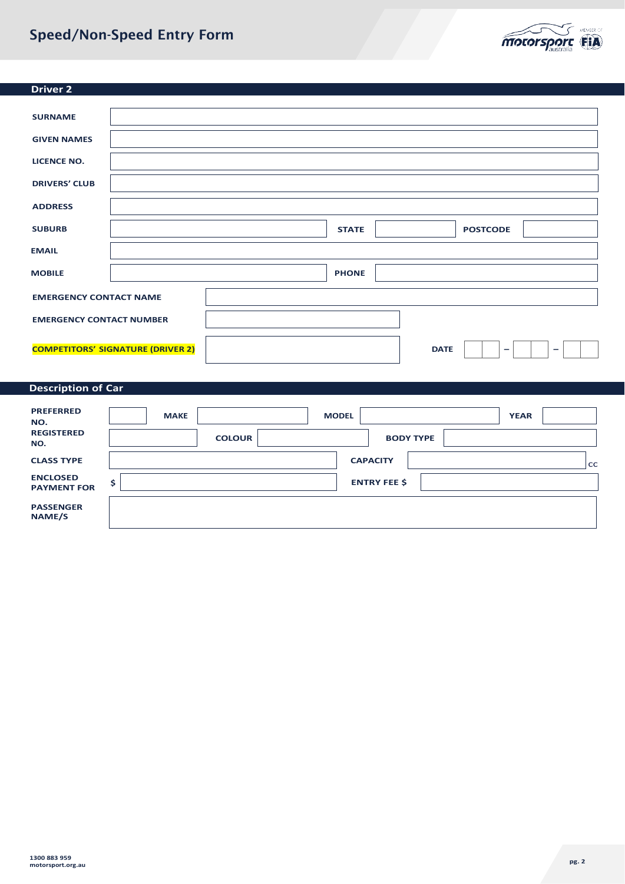# Speed/Non-Speed Entry Form

## Driver 2

| | |
|---|---|
| **SURNAME** | |
| **GIVEN NAMES** | |
| **LICENCE NO.** | |
| **DRIVERS' CLUB** | |
| **ADDRESS** | |

| | | | | | |
|---|---|---|---|---|---|
| **SUBURB** | | **STATE** | | **POSTCODE** | |

| | |
|---|---|
| **EMAIL** | |

| | | | |
|---|---|---|---|
| **MOBILE** | | **PHONE** | |

| | |
|---|---|
| **EMERGENCY CONTACT NAME** | |
| **EMERGENCY CONTACT NUMBER** | |

| | | | |
|---|---|---|---|
| **COMPETITORS' SIGNATURE (DRIVER 2)** | | **DATE** | – – |

## Description of Car

| | | | | | | | |
|---|---|---|---|---|---|---|---|
| **PREFERRED NO.** | | **MAKE** | | **MODEL** | | **YEAR** | |
| **REGISTERED NO.** | | **COLOUR** | | **BODY TYPE** | | | |

| | | | |
|---|---|---|---|
| **CLASS TYPE** | | **CAPACITY** | cc |
| **ENCLOSED PAYMENT FOR** | $ | **ENTRY FEE $** | |

| | |
|---|---|
| **PASSENGER NAME/S** | |

1300 883 959
motorsport.org.au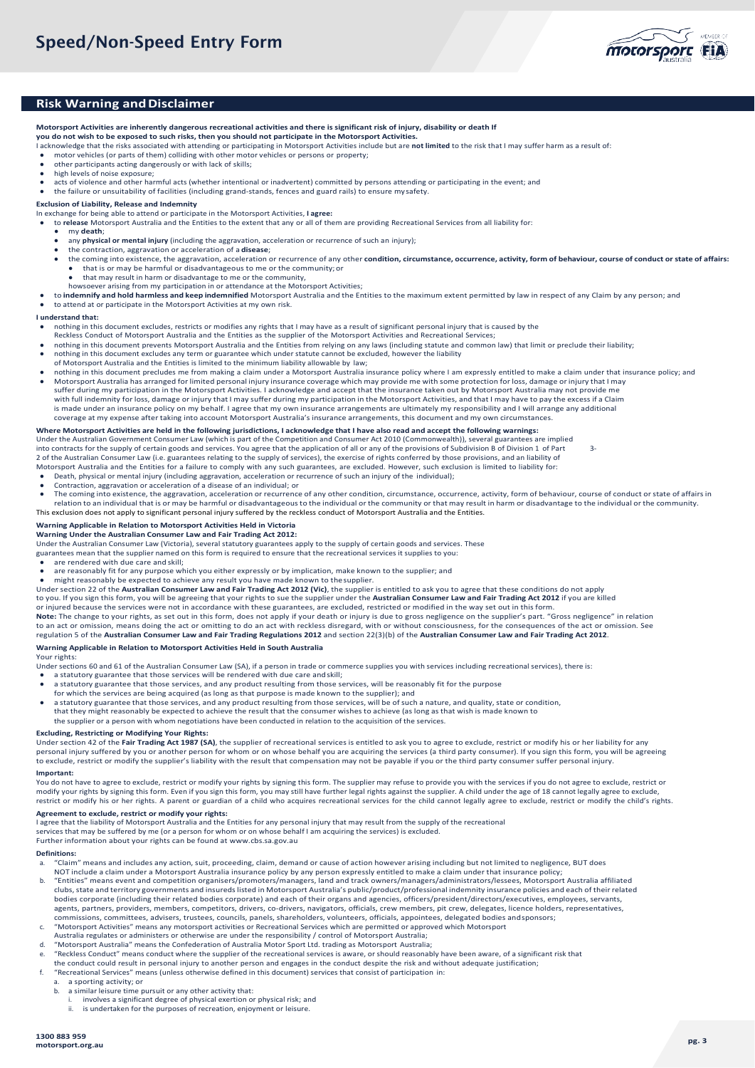# Speed/Non-Speed Entry Form

## Risk Warning and Disclaimer

**Motorsport Activities are inherently dangerous recreational activities and there is significant risk of injury, disability or death If you do not wish to be exposed to such risks, then you should not participate in the Motorsport Activities.**

I acknowledge that the risks associated with attending or participating in Motorsport Activities include but are **not limited** to the risk that I may suffer harm as a result of:

- motor vehicles (or parts of them) colliding with other motor vehicles or persons or property;
- other participants acting dangerously or with lack of skills;
- high levels of noise exposure;
- acts of violence and other harmful acts (whether intentional or inadvertent) committed by persons attending or participating in the event; and
- the failure or unsuitability of facilities (including grand-stands, fences and guard rails) to ensure my safety.

**Exclusion of Liability, Release and Indemnity**

In exchange for being able to attend or participate in the Motorsport Activities, **I agree:**

- to **release** Motorsport Australia and the Entities to the extent that any or all of them are providing Recreational Services from all liability for:
  - my **death**;
  - any **physical or mental injury** (including the aggravation, acceleration or recurrence of such an injury);
  - the contraction, aggravation or acceleration of a **disease**;
  - the coming into existence, the aggravation, acceleration or recurrence of any other **condition, circumstance, occurrence, activity, form of behaviour, course of conduct or state of affairs:**
    - that is or may be harmful or disadvantageous to me or the community; or
    - that may result in harm or disadvantage to me or the community,

  howsoever arising from my participation in or attendance at the Motorsport Activities;
- to **indemnify and hold harmless and keep indemnified** Motorsport Australia and the Entities to the maximum extent permitted by law in respect of any Claim by any person; and
- to attend at or participate in the Motorsport Activities at my own risk.

**I understand that:**

- nothing in this document excludes, restricts or modifies any rights that I may have as a result of significant personal injury that is caused by the Reckless Conduct of Motorsport Australia and the Entities as the supplier of the Motorsport Activities and Recreational Services;
- nothing in this document prevents Motorsport Australia and the Entities from relying on any laws (including statute and common law) that limit or preclude their liability;
- nothing in this document excludes any term or guarantee which under statute cannot be excluded, however the liability of Motorsport Australia and the Entities is limited to the minimum liability allowable by law;
- nothing in this document precludes me from making a claim under a Motorsport Australia insurance policy where I am expressly entitled to make a claim under that insurance policy; and
- Motorsport Australia has arranged for limited personal injury insurance coverage which may provide me with some protection for loss, damage or injury that I may suffer during my participation in the Motorsport Activities. I acknowledge and accept that the insurance taken out by Motorsport Australia may not provide me with full indemnity for loss, damage or injury that I may suffer during my participation in the Motorsport Activities, and that I may have to pay the excess if a Claim is made under an insurance policy on my behalf. I agree that my own insurance arrangements are ultimately my responsibility and I will arrange any additional coverage at my expense after taking into account Motorsport Australia's insurance arrangements, this document and my own circumstances.

**Where Motorsport Activities are held in the following jurisdictions, I acknowledge that I have also read and accept the following warnings:**

Under the Australian Government Consumer Law (which is part of the Competition and Consumer Act 2010 (Commonwealth)), several guarantees are implied into contracts for the supply of certain goods and services. You agree that the application of all or any of the provisions of Subdivision B of Division 1 of Part 3-2 of the Australian Consumer Law (i.e. guarantees relating to the supply of services), the exercise of rights conferred by those provisions, and an liability of Motorsport Australia and the Entities for a failure to comply with any such guarantees, are excluded. However, such exclusion is limited to liability for:

- Death, physical or mental injury (including aggravation, acceleration or recurrence of such an injury of the individual);
- Contraction, aggravation or acceleration of a disease of an individual; or
- The coming into existence, the aggravation, acceleration or recurrence of any other condition, circumstance, occurrence, activity, form of behaviour, course of conduct or state of affairs in relation to an individual that is or may be harmful or disadvantageous to the individual or the community or that may result in harm or disadvantage to the individual or the community.

This exclusion does not apply to significant personal injury suffered by the reckless conduct of Motorsport Australia and the Entities.

**Warning Applicable in Relation to Motorsport Activities Held in Victoria**

**Warning Under the Australian Consumer Law and Fair Trading Act 2012:**

Under the Australian Consumer Law (Victoria), several statutory guarantees apply to the supply of certain goods and services. These guarantees mean that the supplier named on this form is required to ensure that the recreational services it supplies to you:

- are rendered with due care and skill;
- are reasonably fit for any purpose which you either expressly or by implication, make known to the supplier; and
- might reasonably be expected to achieve any result you have made known to the supplier.

Under section 22 of the **Australian Consumer Law and Fair Trading Act 2012 (Vic)**, the supplier is entitled to ask you to agree that these conditions do not apply to you. If you sign this form, you will be agreeing that your rights to sue the supplier under the **Australian Consumer Law and Fair Trading Act 2012** if you are killed or injured because the services were not in accordance with these guarantees, are excluded, restricted or modified in the way set out in this form.

**Note:** The change to your rights, as set out in this form, does not apply if your death or injury is due to gross negligence on the supplier's part. "Gross negligence" in relation to an act or omission, means doing the act or omitting to do an act with reckless disregard, with or without consciousness, for the consequences of the act or omission. See regulation 5 of the **Australian Consumer Law and Fair Trading Regulations 2012** and section 22(3)(b) of the **Australian Consumer Law and Fair Trading Act 2012**.

**Warning Applicable in Relation to Motorsport Activities Held in South Australia**

Your rights:

Under sections 60 and 61 of the Australian Consumer Law (SA), if a person in trade or commerce supplies you with services including recreational services), there is:

- a statutory guarantee that those services will be rendered with due care and skill;
- a statutory guarantee that those services, and any product resulting from those services, will be reasonably fit for the purpose for which the services are being acquired (as long as that purpose is made known to the supplier); and
- a statutory guarantee that those services, and any product resulting from those services, will be of such a nature, and quality, state or condition, that they might reasonably be expected to achieve the result that the consumer wishes to achieve (as long as that wish is made known to the supplier or a person with whom negotiations have been conducted in relation to the acquisition of the services.

**Excluding, Restricting or Modifying Your Rights:**

Under section 42 of the **Fair Trading Act 1987 (SA)**, the supplier of recreational services is entitled to ask you to agree to exclude, restrict or modify his or her liability for any personal injury suffered by you or another person for whom or on whose behalf you are acquiring the services (a third party consumer). If you sign this form, you will be agreeing to exclude, restrict or modify the supplier's liability with the result that compensation may not be payable if you or the third party consumer suffer personal injury.

**Important:**

You do not have to agree to exclude, restrict or modify your rights by signing this form. The supplier may refuse to provide you with the services if you do not agree to exclude, restrict or modify your rights by signing this form. Even if you sign this form, you may still have further legal rights against the supplier. A child under the age of 18 cannot legally agree to exclude, restrict or modify his or her rights. A parent or guardian of a child who acquires recreational services for the child cannot legally agree to exclude, restrict or modify the child's rights.

**Agreement to exclude, restrict or modify your rights:**

I agree that the liability of Motorsport Australia and the Entities for any personal injury that may result from the supply of the recreational services that may be suffered by me (or a person for whom or on whose behalf I am acquiring the services) is excluded.

Further information about your rights can be found at www.cbs.sa.gov.au

**Definitions:**

a. "Claim" means and includes any action, suit, proceeding, claim, demand or cause of action however arising including but not limited to negligence, BUT does NOT include a claim under a Motorsport Australia insurance policy by any person expressly entitled to make a claim under that insurance policy;
b. "Entities" means event and competition organisers/promoters/managers, land and track owners/managers/administrators/lessees, Motorsport Australia affiliated clubs, state and territory governments and insureds listed in Motorsport Australia's public/product/professional indemnity insurance policies and each of their related bodies corporate (including their related bodies corporate) and each of their organs and agencies, officers/president/directors/executives, employees, servants, agents, partners, providers, members, competitors, drivers, co-drivers, navigators, officials, crew members, pit crew, delegates, licence holders, representatives, commissions, committees, advisers, trustees, councils, panels, shareholders, volunteers, officials, appointees, delegated bodies and sponsors;
c. "Motorsport Activities" means any motorsport activities or Recreational Services which are permitted or approved which Motorsport Australia regulates or administers or otherwise are under the responsibility / control of Motorsport Australia;
d. "Motorsport Australia" means the Confederation of Australia Motor Sport Ltd. trading as Motorsport Australia;
e. "Reckless Conduct" means conduct where the supplier of the recreational services is aware, or should reasonably have been aware, of a significant risk that the conduct could result in personal injury to another person and engages in the conduct despite the risk and without adequate justification;
f. "Recreational Services" means (unless otherwise defined in this document) services that consist of participation in:
   a. a sporting activity; or
   b. a similar leisure time pursuit or any other activity that:
      i. involves a significant degree of physical exertion or physical risk; and
      ii. is undertaken for the purposes of recreation, enjoyment or leisure.

1300 883 959
motorsport.org.au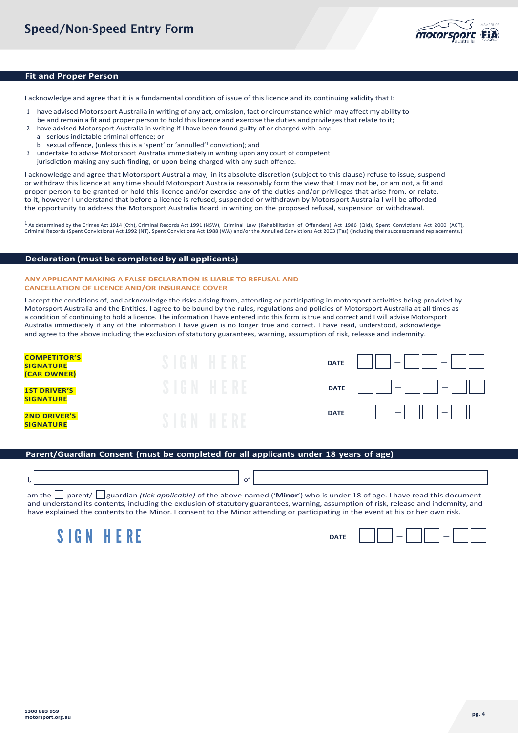# Speed/Non-Speed Entry Form

## Fit and Proper Person

I acknowledge and agree that it is a fundamental condition of issue of this licence and its continuing validity that I:

1. have advised Motorsport Australia in writing of any act, omission, fact or circumstance which may affect my ability to be and remain a fit and proper person to hold this licence and exercise the duties and privileges that relate to it;
2. have advised Motorsport Australia in writing if I have been found guilty of or charged with any:
   a. serious indictable criminal offence; or
   b. sexual offence, (unless this is a 'spent' or 'annulled'[1] conviction); and
3. undertake to advise Motorsport Australia immediately in writing upon any court of competent jurisdiction making any such finding, or upon being charged with any such offence.

I acknowledge and agree that Motorsport Australia may, in its absolute discretion (subject to this clause) refuse to issue, suspend or withdraw this licence at any time should Motorsport Australia reasonably form the view that I may not be, or am not, a fit and proper person to be granted or hold this licence and/or exercise any of the duties and/or privileges that arise from, or relate, to it, however I understand that before a licence is refused, suspended or withdrawn by Motorsport Australia I will be afforded the opportunity to address the Motorsport Australia Board in writing on the proposed refusal, suspension or withdrawal.

[1] As determined by the Crimes Act 1914 (Cth), Criminal Records Act 1991 (NSW), Criminal Law (Rehabilitation of Offenders) Act 1986 (Qld), Spent Convictions Act 2000 (ACT), Criminal Records (Spent Convictions) Act 1992 (NT), Spent Convictions Act 1988 (WA) and/or the Annulled Convictions Act 2003 (Tas) (including their successors and replacements.)

## Declaration (must be completed by all applicants)

**ANY APPLICANT MAKING A FALSE DECLARATION IS LIABLE TO REFUSAL AND CANCELLATION OF LICENCE AND/OR INSURANCE COVER**

I accept the conditions of, and acknowledge the risks arising from, attending or participating in motorsport activities being provided by Motorsport Australia and the Entities. I agree to be bound by the rules, regulations and policies of Motorsport Australia at all times as a condition of continuing to hold a licence. The information I have entered into this form is true and correct and I will advise Motorsport Australia immediately if any of the information I have given is no longer true and correct. I have read, understood, acknowledge and agree to the above including the exclusion of statutory guarantees, warning, assumption of risk, release and indemnity.

| | | | |
|---|---|---|---|
| **COMPETITOR'S SIGNATURE (CAR OWNER)** | SIGN HERE | **DATE** | __ __ – __ __ – __ __ |
| **1ST DRIVER'S SIGNATURE** | SIGN HERE | **DATE** | __ __ – __ __ – __ __ |
| **2ND DRIVER'S SIGNATURE** | SIGN HERE | **DATE** | __ __ – __ __ – __ __ |

## Parent/Guardian Consent (must be completed for all applicants under 18 years of age)

I, ______________________________ of ______________________________

am the ☐ parent/ ☐ guardian *(tick applicable)* of the above-named ('**Minor**') who is under 18 of age. I have read this document and understand its contents, including the exclusion of statutory guarantees, warning, assumption of risk, release and indemnity, and have explained the contents to the Minor. I consent to the Minor attending or participating in the event at his or her own risk.

SIGN HERE **DATE** __ __ – __ __ – __ __

1300 883 959
motorsport.org.au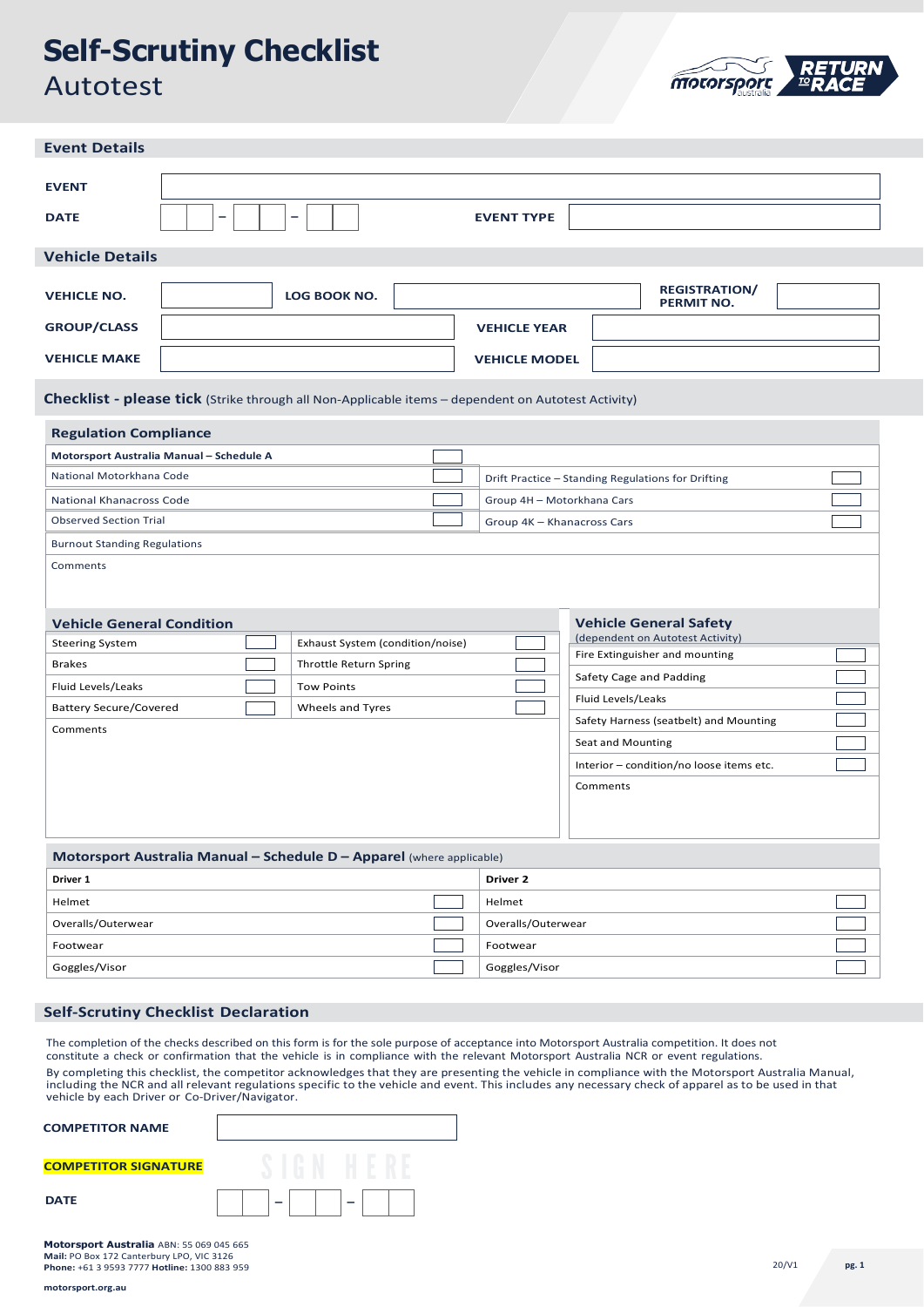# Self-Scrutiny Checklist
Autotest

## Event Details

| | | | |
|---|---|---|---|
| **EVENT** | | | |
| **DATE** | – – | **EVENT TYPE** | |

## Vehicle Details

| | | | | | |
|---|---|---|---|---|---|
| **VEHICLE NO.** | | **LOG BOOK NO.** | | **REGISTRATION/ PERMIT NO.** | |
| **GROUP/CLASS** | | **VEHICLE YEAR** | | | |
| **VEHICLE MAKE** | | **VEHICLE MODEL** | | | |

## Checklist - please tick (Strike through all Non-Applicable items – dependent on Autotest Activity)

### Regulation Compliance

| | | | |
|---|---|---|---|
| **Motorsport Australia Manual – Schedule A** | ☐ | | |
| National Motorkhana Code | ☐ | Drift Practice – Standing Regulations for Drifting | ☐ |
| National Khanacross Code | ☐ | Group 4H – Motorkhana Cars | ☐ |
| Observed Section Trial | ☐ | Group 4K – Khanacross Cars | ☐ |
| Burnout Standing Regulations | | | |
| Comments | | | |

### Vehicle General Condition

| | | | |
|---|---|---|---|
| Steering System | ☐ | Exhaust System (condition/noise) | ☐ |
| Brakes | ☐ | Throttle Return Spring | ☐ |
| Fluid Levels/Leaks | ☐ | Tow Points | ☐ |
| Battery Secure/Covered | ☐ | Wheels and Tyres | ☐ |
| Comments | | | |

### Vehicle General Safety
(dependent on Autotest Activity)

| | |
|---|---|
| Fire Extinguisher and mounting | ☐ |
| Safety Cage and Padding | ☐ |
| Fluid Levels/Leaks | ☐ |
| Safety Harness (seatbelt) and Mounting | ☐ |
| Seat and Mounting | ☐ |
| Interior – condition/no loose items etc. | ☐ |
| Comments | |

### Motorsport Australia Manual – Schedule D – Apparel (where applicable)

| **Driver 1** | | **Driver 2** | |
|---|---|---|---|
| Helmet | ☐ | Helmet | ☐ |
| Overalls/Outerwear | ☐ | Overalls/Outerwear | ☐ |
| Footwear | ☐ | Footwear | ☐ |
| Goggles/Visor | ☐ | Goggles/Visor | ☐ |

## Self-Scrutiny Checklist Declaration

The completion of the checks described on this form is for the sole purpose of acceptance into Motorsport Australia competition. It does not constitute a check or confirmation that the vehicle is in compliance with the relevant Motorsport Australia NCR or event regulations.

By completing this checklist, the competitor acknowledges that they are presenting the vehicle in compliance with the Motorsport Australia Manual, including the NCR and all relevant regulations specific to the vehicle and event. This includes any necessary check of apparel as to be used in that vehicle by each Driver or Co-Driver/Navigator.

**COMPETITOR NAME** ____________________

**COMPETITOR SIGNATURE** SIGN HERE

**DATE** – –

**Motorsport Australia** ABN: 55 069 045 665
**Mail:** PO Box 172 Canterbury LPO, VIC 3126
**Phone:** +61 3 9593 7777 **Hotline:** 1300 883 959

**motorsport.org.au**

20/V1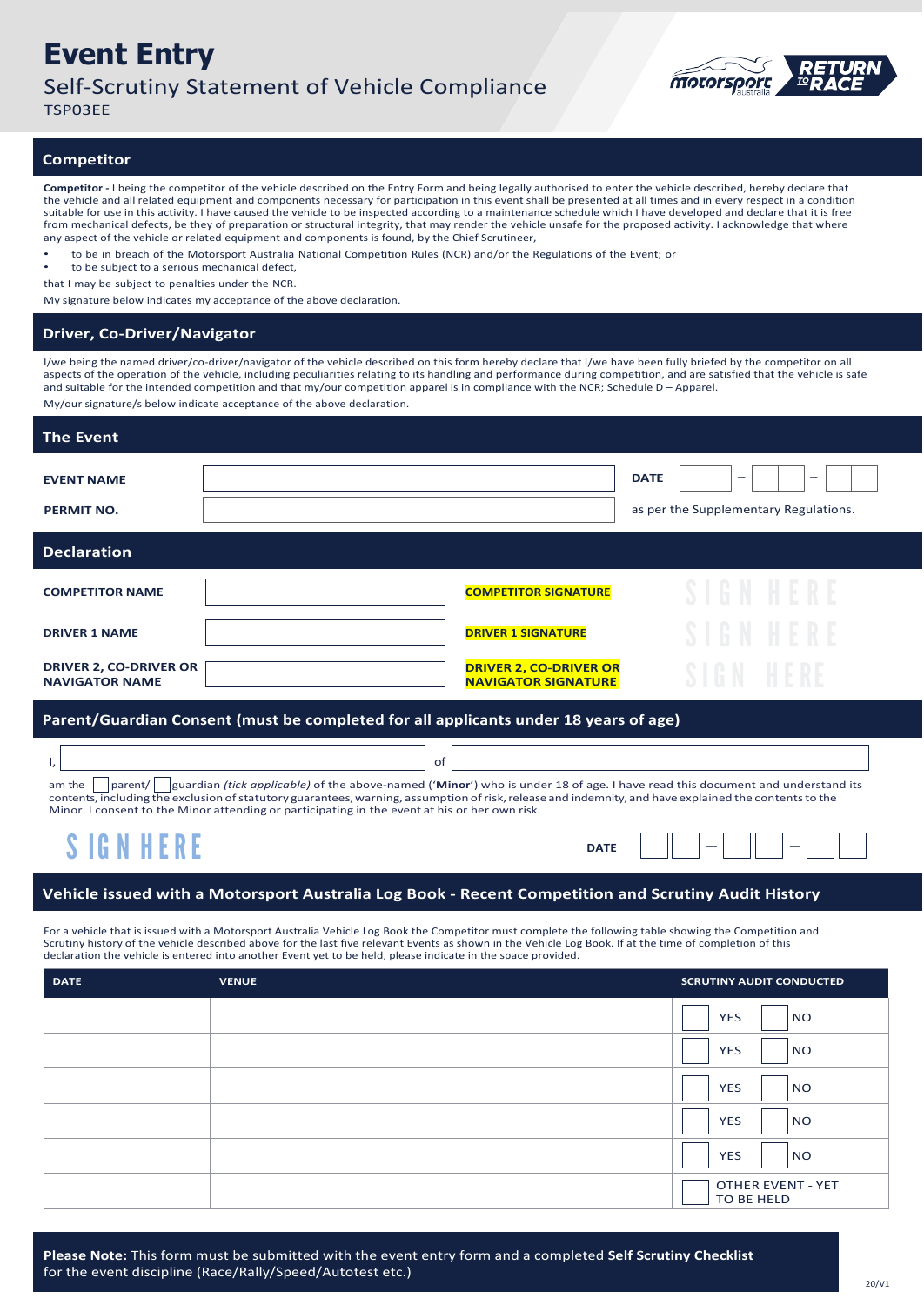# Event Entry

## Self-Scrutiny Statement of Vehicle Compliance

TSP03EE

## Competitor

**Competitor -** I being the competitor of the vehicle described on the Entry Form and being legally authorised to enter the vehicle described, hereby declare that the vehicle and all related equipment and components necessary for participation in this event shall be presented at all times and in every respect in a condition suitable for use in this activity. I have caused the vehicle to be inspected according to a maintenance schedule which I have developed and declare that it is free from mechanical defects, be they of preparation or structural integrity, that may render the vehicle unsafe for the proposed activity. I acknowledge that where any aspect of the vehicle or related equipment and components is found, by the Chief Scrutineer,

- to be in breach of the Motorsport Australia National Competition Rules (NCR) and/or the Regulations of the Event; or
- to be subject to a serious mechanical defect,

that I may be subject to penalties under the NCR.

My signature below indicates my acceptance of the above declaration.

## Driver, Co-Driver/Navigator

I/we being the named driver/co-driver/navigator of the vehicle described on this form hereby declare that I/we have been fully briefed by the competitor on all aspects of the operation of the vehicle, including peculiarities relating to its handling and performance during competition, and are satisfied that the vehicle is safe and suitable for the intended competition and that my/our competition apparel is in compliance with the NCR; Schedule D – Apparel.

My/our signature/s below indicate acceptance of the above declaration.

## The Event

**EVENT NAME** ____________________ **DATE** __ __ – __ __ – __ __

**PERMIT NO.** ____________________ as per the Supplementary Regulations.

## Declaration

| | | | |
|---|---|---|---|
| **COMPETITOR NAME** | | **COMPETITOR SIGNATURE** | SIGN HERE |
| **DRIVER 1 NAME** | | **DRIVER 1 SIGNATURE** | SIGN HERE |
| **DRIVER 2, CO-DRIVER OR NAVIGATOR NAME** | | **DRIVER 2, CO-DRIVER OR NAVIGATOR SIGNATURE** | SIGN HERE |

## Parent/Guardian Consent (must be completed for all applicants under 18 years of age)

I, ____________________ of ____________________

am the ☐ parent/ ☐ guardian *(tick applicable)* of the above-named ('**Minor**') who is under 18 of age. I have read this document and understand its contents, including the exclusion of statutory guarantees, warning, assumption of risk, release and indemnity, and have explained the contents to the Minor. I consent to the Minor attending or participating in the event at his or her own risk.

SIGN HERE **DATE** __ __ – __ __ – __ __

## Vehicle issued with a Motorsport Australia Log Book - Recent Competition and Scrutiny Audit History

For a vehicle that is issued with a Motorsport Australia Vehicle Log Book the Competitor must complete the following table showing the Competition and Scrutiny history of the vehicle described above for the last five relevant Events as shown in the Vehicle Log Book. If at the time of completion of this declaration the vehicle is entered into another Event yet to be held, please indicate in the space provided.

| DATE | VENUE | SCRUTINY AUDIT CONDUCTED |
|---|---|---|
| | | ☐ YES ☐ NO |
| | | ☐ YES ☐ NO |
| | | ☐ YES ☐ NO |
| | | ☐ YES ☐ NO |
| | | ☐ YES ☐ NO |
| | | ☐ OTHER EVENT - YET TO BE HELD |

**Please Note:** This form must be submitted with the event entry form and a completed **Self Scrutiny Checklist** for the event discipline (Race/Rally/Speed/Autotest etc.)

20/V1